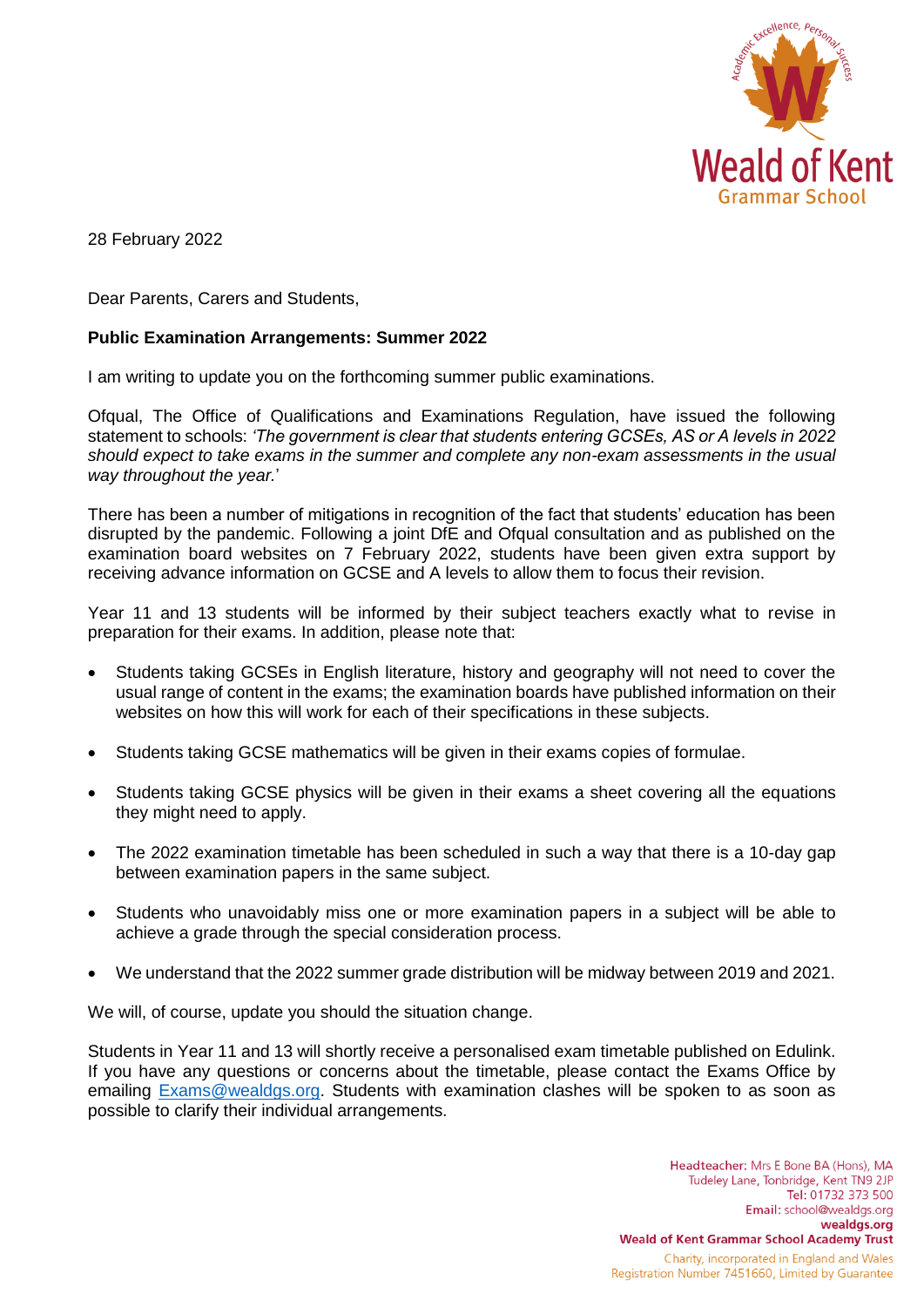28 February 2022

Dear Parents, Carers and Students,

**Public Examination Arrangements: Summer 2022**

I am writing to update you on the forthcoming summer public examinations.

Ofqual, The Office of Qualifications and Examinations Regulation, have issued the following statement to schools: *'The government is clear that students entering GCSEs, AS or A levels in 2022 should expect to take exams in the summer and complete any non-exam assessments in the usual way throughout the year.'*

There has been a number of mitigations in recognition of the fact that students' education has been disrupted by the pandemic. Following a joint DfE and Ofqual consultation and as published on the examination board websites on 7 February 2022, students have been given extra support by receiving advance information on GCSE and A levels to allow them to focus their revision.

Year 11 and 13 students will be informed by their subject teachers exactly what to revise in preparation for their exams. In addition, please note that:

- Students taking GCSEs in English literature, history and geography will not need to cover the usual range of content in the exams; the examination boards have published information on their websites on how this will work for each of their specifications in these subjects.
- Students taking GCSE mathematics will be given in their exams copies of formulae.
- Students taking GCSE physics will be given in their exams a sheet covering all the equations they might need to apply.
- The 2022 examination timetable has been scheduled in such a way that there is a 10-day gap between examination papers in the same subject.
- Students who unavoidably miss one or more examination papers in a subject will be able to achieve a grade through the special consideration process.
- We understand that the 2022 summer grade distribution will be midway between 2019 and 2021.

We will, of course, update you should the situation change.

Students in Year 11 and 13 will shortly receive a personalised exam timetable published on Edulink. If you have any questions or concerns about the timetable, please contact the Exams Office by emailing Exams@wealdgs.org. Students with examination clashes will be spoken to as soon as possible to clarify their individual arrangements.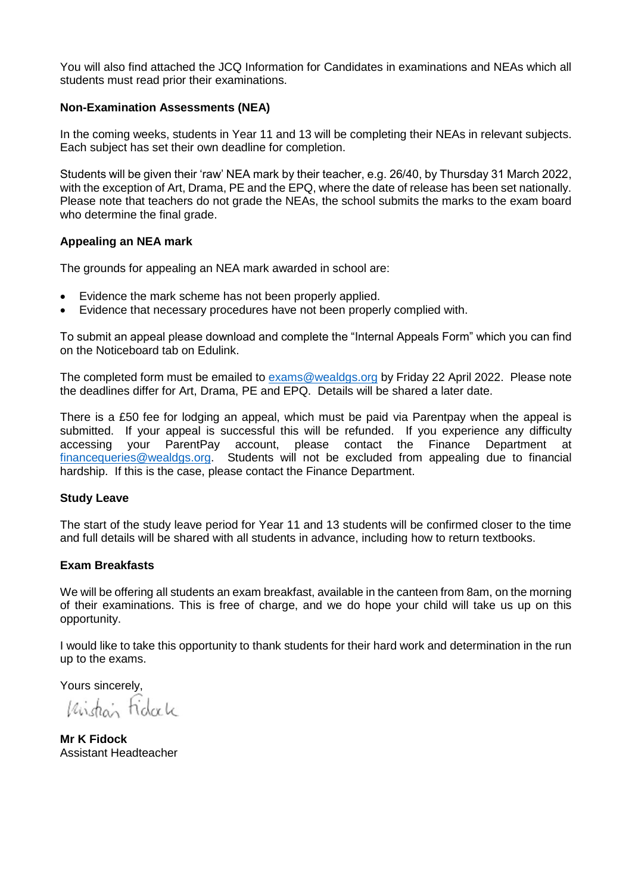You will also find attached the JCQ Information for Candidates in examinations and NEAs which all students must read prior their examinations.

**Non-Examination Assessments (NEA)**

In the coming weeks, students in Year 11 and 13 will be completing their NEAs in relevant subjects. Each subject has set their own deadline for completion.

Students will be given their 'raw' NEA mark by their teacher, e.g. 26/40, by Thursday 31 March 2022, with the exception of Art, Drama, PE and the EPQ, where the date of release has been set nationally. Please note that teachers do not grade the NEAs, the school submits the marks to the exam board who determine the final grade.

**Appealing an NEA mark**

The grounds for appealing an NEA mark awarded in school are:

- Evidence the mark scheme has not been properly applied.
- Evidence that necessary procedures have not been properly complied with.

To submit an appeal please download and complete the "Internal Appeals Form" which you can find on the Noticeboard tab on Edulink.

The completed form must be emailed to exams@wealdgs.org by Friday 22 April 2022. Please note the deadlines differ for Art, Drama, PE and EPQ. Details will be shared a later date.

There is a £50 fee for lodging an appeal, which must be paid via Parentpay when the appeal is submitted. If your appeal is successful this will be refunded. If you experience any difficulty accessing your ParentPay account, please contact the Finance Department at financequeries@wealdgs.org. Students will not be excluded from appealing due to financial hardship. If this is the case, please contact the Finance Department.

**Study Leave**

The start of the study leave period for Year 11 and 13 students will be confirmed closer to the time and full details will be shared with all students in advance, including how to return textbooks.

**Exam Breakfasts**

We will be offering all students an exam breakfast, available in the canteen from 8am, on the morning of their examinations. This is free of charge, and we do hope your child will take us up on this opportunity.

I would like to take this opportunity to thank students for their hard work and determination in the run up to the exams.

Yours sincerely,

Kristian Fidock

**Mr K Fidock**
Assistant Headteacher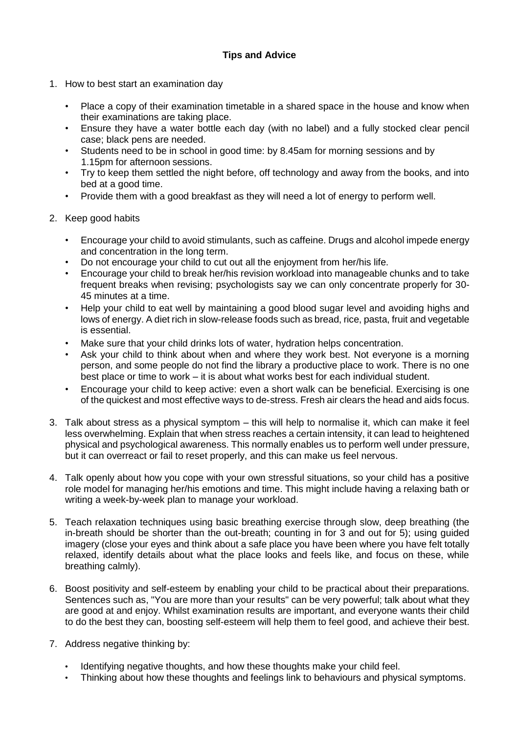**Tips and Advice**

1. How to best start an examination day

    - Place a copy of their examination timetable in a shared space in the house and know when their examinations are taking place.
    - Ensure they have a water bottle each day (with no label) and a fully stocked clear pencil case; black pens are needed.
    - Students need to be in school in good time: by 8.45am for morning sessions and by 1.15pm for afternoon sessions.
    - Try to keep them settled the night before, off technology and away from the books, and into bed at a good time.
    - Provide them with a good breakfast as they will need a lot of energy to perform well.

2. Keep good habits

    - Encourage your child to avoid stimulants, such as caffeine. Drugs and alcohol impede energy and concentration in the long term.
    - Do not encourage your child to cut out all the enjoyment from her/his life.
    - Encourage your child to break her/his revision workload into manageable chunks and to take frequent breaks when revising; psychologists say we can only concentrate properly for 30-45 minutes at a time.
    - Help your child to eat well by maintaining a good blood sugar level and avoiding highs and lows of energy. A diet rich in slow-release foods such as bread, rice, pasta, fruit and vegetable is essential.
    - Make sure that your child drinks lots of water, hydration helps concentration.
    - Ask your child to think about when and where they work best. Not everyone is a morning person, and some people do not find the library a productive place to work. There is no one best place or time to work – it is about what works best for each individual student.
    - Encourage your child to keep active: even a short walk can be beneficial. Exercising is one of the quickest and most effective ways to de-stress. Fresh air clears the head and aids focus.

3. Talk about stress as a physical symptom – this will help to normalise it, which can make it feel less overwhelming. Explain that when stress reaches a certain intensity, it can lead to heightened physical and psychological awareness. This normally enables us to perform well under pressure, but it can overreact or fail to reset properly, and this can make us feel nervous.

4. Talk openly about how you cope with your own stressful situations, so your child has a positive role model for managing her/his emotions and time. This might include having a relaxing bath or writing a week-by-week plan to manage your workload.

5. Teach relaxation techniques using basic breathing exercise through slow, deep breathing (the in-breath should be shorter than the out-breath; counting in for 3 and out for 5); using guided imagery (close your eyes and think about a safe place you have been where you have felt totally relaxed, identify details about what the place looks and feels like, and focus on these, while breathing calmly).

6. Boost positivity and self-esteem by enabling your child to be practical about their preparations. Sentences such as, "You are more than your results" can be very powerful; talk about what they are good at and enjoy. Whilst examination results are important, and everyone wants their child to do the best they can, boosting self-esteem will help them to feel good, and achieve their best.

7. Address negative thinking by:

    - Identifying negative thoughts, and how these thoughts make your child feel.
    - Thinking about how these thoughts and feelings link to behaviours and physical symptoms.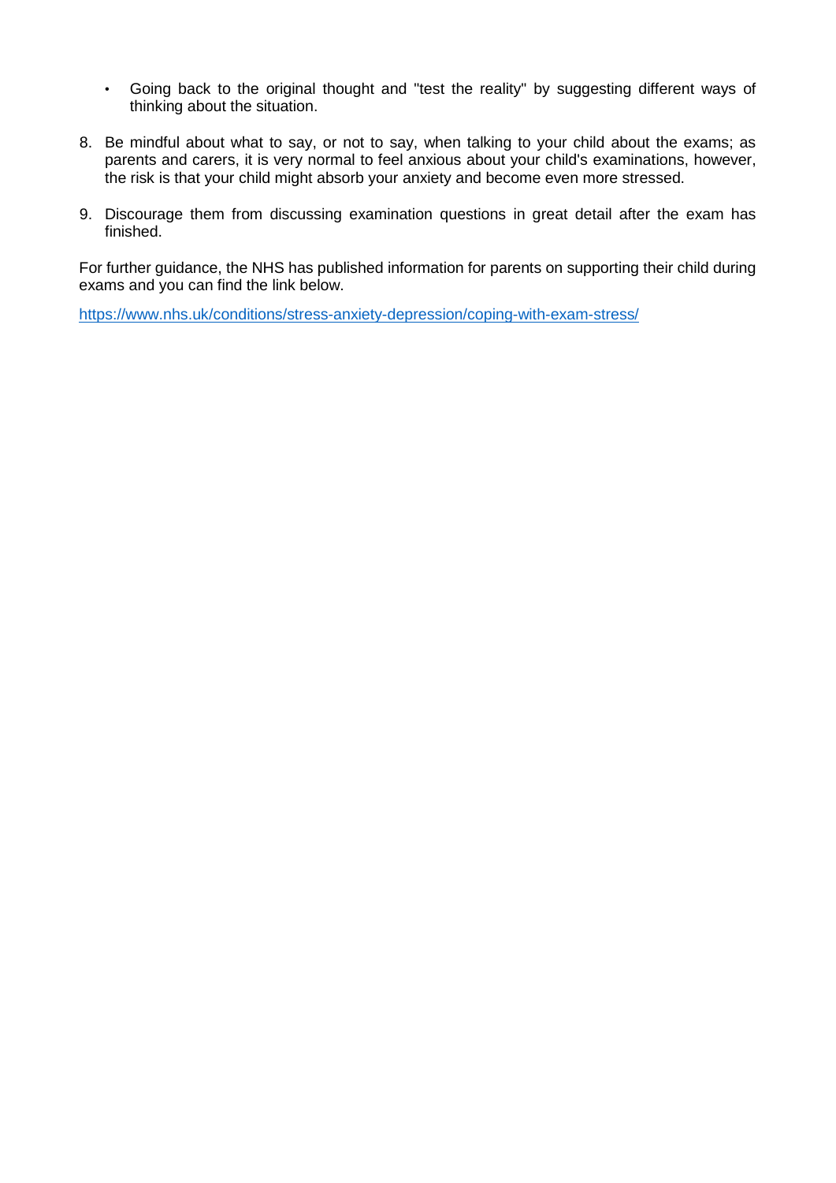- Going back to the original thought and "test the reality" by suggesting different ways of thinking about the situation.

8. Be mindful about what to say, or not to say, when talking to your child about the exams; as parents and carers, it is very normal to feel anxious about your child's examinations, however, the risk is that your child might absorb your anxiety and become even more stressed.

9. Discourage them from discussing examination questions in great detail after the exam has finished.

For further guidance, the NHS has published information for parents on supporting their child during exams and you can find the link below.

https://www.nhs.uk/conditions/stress-anxiety-depression/coping-with-exam-stress/